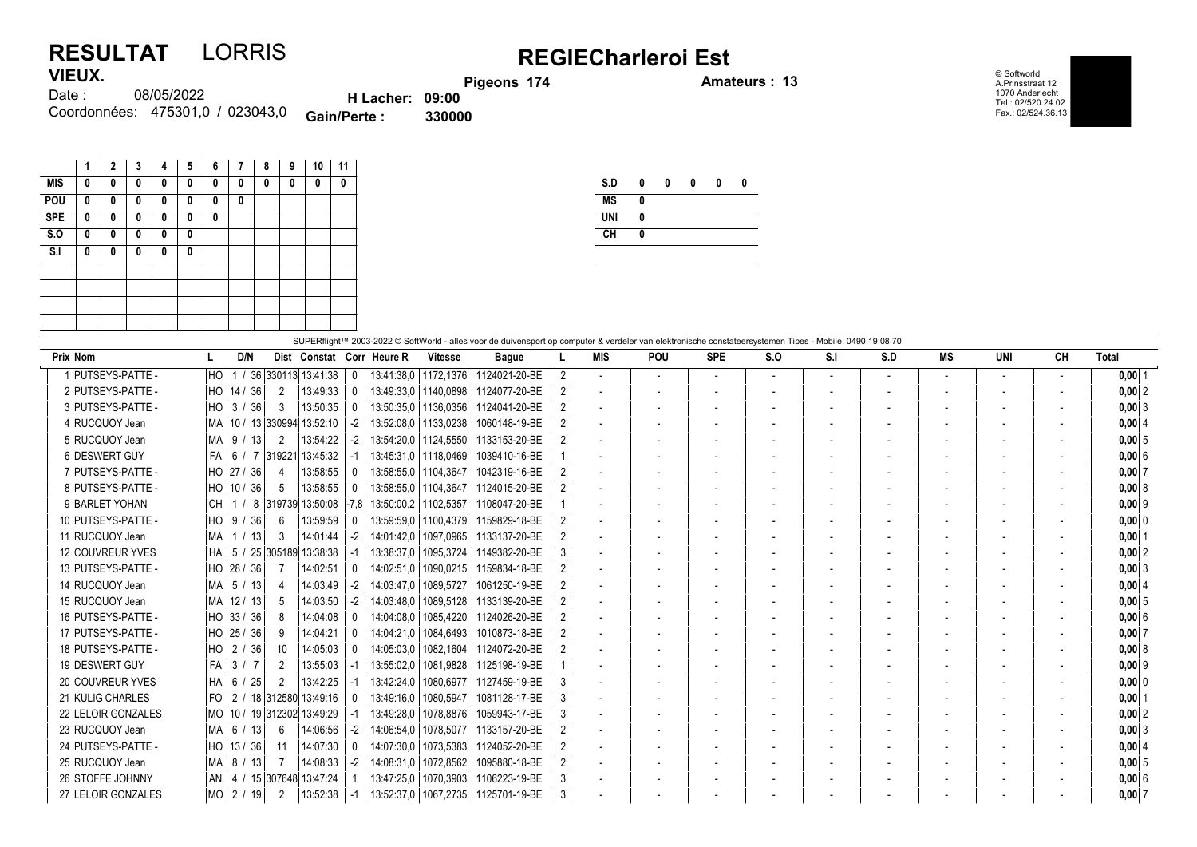# RESULTAT LORRIS

## REGIECharleroi Est

**VIEUX.**

Date : 08/05/2022
Coordonnées: 475301,0 / 023043,0

**Pigeons 174**
**H Lacher: 09:00**
**Gain/Perte : 330000**

**Amateurs : 13**

© Softworld
A.Prinsstraat 12
1070 Anderlecht
Tel.: 02/520.24.02
Fax.: 02/524.36.13

| | 1 | 2 | 3 | 4 | 5 | 6 | 7 | 8 | 9 | 10 | 11 |
|---|---|---|---|---|---|---|---|---|---|---|---|
| **MIS** | 0 | 0 | 0 | 0 | 0 | 0 | 0 | 0 | 0 | 0 | 0 |
| **POU** | 0 | 0 | 0 | 0 | 0 | 0 | 0 | | | | |
| **SPE** | 0 | 0 | 0 | 0 | 0 | 0 | | | | | |
| **S.O** | 0 | 0 | 0 | 0 | 0 | | | | | | |
| **S.I** | 0 | 0 | 0 | 0 | 0 | | | | | | |

| | | | | | |
|---|---|---|---|---|---|
| **S.D** | 0 | 0 | 0 | 0 | 0 |
| **MS** | 0 | | | | |
| **UNI** | 0 | | | | |
| **CH** | 0 | | | | |

SUPERflight™ 2003-2022 © SoftWorld - alles voor de duivensport op computer & verdeler van elektronische constateersystemen Tipes - Mobile: 0490 19 08 70

| Prix | Nom | L | D/N | Dist | Constat | Corr | Heure R | Vitesse | Bague | L | MIS | POU | SPE | S.O | S.I | S.D | MS | UNI | CH | Total | |
|---|---|---|---|---|---|---|---|---|---|---|---|---|---|---|---|---|---|---|---|---|---|
| 1 | PUTSEYS-PATTE - | HO | 1 / 36 | 330113 | 13:41:38 | 0 | 13:41:38,0 | 1172,1376 | 1124021-20-BE | 2 | - | - | - | - | - | - | - | - | - | 0,00 | 1 |
| 2 | PUTSEYS-PATTE - | HO | 14 / 36 | 2 | 13:49:33 | 0 | 13:49:33,0 | 1140,0898 | 1124077-20-BE | 2 | - | - | - | - | - | - | - | - | - | 0,00 | 2 |
| 3 | PUTSEYS-PATTE - | HO | 3 / 36 | 3 | 13:50:35 | 0 | 13:50:35,0 | 1136,0356 | 1124041-20-BE | 2 | - | - | - | - | - | - | - | - | - | 0,00 | 3 |
| 4 | RUCQUOY Jean | MA | 10 / 13 | 330994 | 13:52:10 | -2 | 13:52:08,0 | 1133,0238 | 1060148-19-BE | 2 | - | - | - | - | - | - | - | - | - | 0,00 | 4 |
| 5 | RUCQUOY Jean | MA | 9 / 13 | 2 | 13:54:22 | -2 | 13:54:20,0 | 1124,5550 | 1133153-20-BE | 2 | - | - | - | - | - | - | - | - | - | 0,00 | 5 |
| 6 | DESWERT GUY | FA | 6 / 7 | 319221 | 13:45:32 | -1 | 13:45:31,0 | 1118,0469 | 1039410-16-BE | 1 | - | - | - | - | - | - | - | - | - | 0,00 | 6 |
| 7 | PUTSEYS-PATTE - | HO | 27 / 36 | 4 | 13:58:55 | 0 | 13:58:55,0 | 1104,3647 | 1042319-16-BE | 2 | - | - | - | - | - | - | - | - | - | 0,00 | 7 |
| 8 | PUTSEYS-PATTE - | HO | 10 / 36 | 5 | 13:58:55 | 0 | 13:58:55,0 | 1104,3647 | 1124015-20-BE | 2 | - | - | - | - | - | - | - | - | - | 0,00 | 8 |
| 9 | BARLET YOHAN | CH | 1 / 8 | 319739 | 13:50:08 | -7,8 | 13:50:00,2 | 1102,5357 | 1108047-20-BE | 1 | - | - | - | - | - | - | - | - | - | 0,00 | 9 |
| 10 | PUTSEYS-PATTE - | HO | 9 / 36 | 6 | 13:59:59 | 0 | 13:59:59,0 | 1100,4379 | 1159829-18-BE | 2 | - | - | - | - | - | - | - | - | - | 0,00 | 0 |
| 11 | RUCQUOY Jean | MA | 1 / 13 | 3 | 14:01:44 | -2 | 14:01:42,0 | 1097,0965 | 1133137-20-BE | 2 | - | - | - | - | - | - | - | - | - | 0,00 | 1 |
| 12 | COUVREUR YVES | HA | 5 / 25 | 305189 | 13:38:38 | -1 | 13:38:37,0 | 1095,3724 | 1149382-20-BE | 3 | - | - | - | - | - | - | - | - | - | 0,00 | 2 |
| 13 | PUTSEYS-PATTE - | HO | 28 / 36 | 7 | 14:02:51 | 0 | 14:02:51,0 | 1090,0215 | 1159834-18-BE | 2 | - | - | - | - | - | - | - | - | - | 0,00 | 3 |
| 14 | RUCQUOY Jean | MA | 5 / 13 | 4 | 14:03:49 | -2 | 14:03:47,0 | 1089,5727 | 1061250-19-BE | 2 | - | - | - | - | - | - | - | - | - | 0,00 | 4 |
| 15 | RUCQUOY Jean | MA | 12 / 13 | 5 | 14:03:50 | -2 | 14:03:48,0 | 1089,5128 | 1133139-20-BE | 2 | - | - | - | - | - | - | - | - | - | 0,00 | 5 |
| 16 | PUTSEYS-PATTE - | HO | 33 / 36 | 8 | 14:04:08 | 0 | 14:04:08,0 | 1085,4220 | 1124026-20-BE | 2 | - | - | - | - | - | - | - | - | - | 0,00 | 6 |
| 17 | PUTSEYS-PATTE - | HO | 25 / 36 | 9 | 14:04:21 | 0 | 14:04:21,0 | 1084,6493 | 1010873-18-BE | 2 | - | - | - | - | - | - | - | - | - | 0,00 | 7 |
| 18 | PUTSEYS-PATTE - | HO | 2 / 36 | 10 | 14:05:03 | 0 | 14:05:03,0 | 1082,1604 | 1124072-20-BE | 2 | - | - | - | - | - | - | - | - | - | 0,00 | 8 |
| 19 | DESWERT GUY | FA | 3 / 7 | 2 | 13:55:03 | -1 | 13:55:02,0 | 1081,9828 | 1125198-19-BE | 1 | - | - | - | - | - | - | - | - | - | 0,00 | 9 |
| 20 | COUVREUR YVES | HA | 6 / 25 | 2 | 13:42:25 | -1 | 13:42:24,0 | 1080,6977 | 1127459-19-BE | 3 | - | - | - | - | - | - | - | - | - | 0,00 | 0 |
| 21 | KULIG CHARLES | FO | 2 / 18 | 312580 | 13:49:16 | 0 | 13:49:16,0 | 1080,5947 | 1081128-17-BE | 3 | - | - | - | - | - | - | - | - | - | 0,00 | 1 |
| 22 | LELOIR GONZALES | MO | 10 / 19 | 312302 | 13:49:29 | -1 | 13:49:28,0 | 1078,8876 | 1059943-17-BE | 3 | - | - | - | - | - | - | - | - | - | 0,00 | 2 |
| 23 | RUCQUOY Jean | MA | 6 / 13 | 6 | 14:06:56 | -2 | 14:06:54,0 | 1078,5077 | 1133157-20-BE | 2 | - | - | - | - | - | - | - | - | - | 0,00 | 3 |
| 24 | PUTSEYS-PATTE - | HO | 13 / 36 | 11 | 14:07:30 | 0 | 14:07:30,0 | 1073,5383 | 1124052-20-BE | 2 | - | - | - | - | - | - | - | - | - | 0,00 | 4 |
| 25 | RUCQUOY Jean | MA | 8 / 13 | 7 | 14:08:33 | -2 | 14:08:31,0 | 1072,8562 | 1095880-18-BE | 2 | - | - | - | - | - | - | - | - | - | 0,00 | 5 |
| 26 | STOFFE JOHNNY | AN | 4 / 15 | 307648 | 13:47:24 | 1 | 13:47:25,0 | 1070,3903 | 1106223-19-BE | 3 | - | - | - | - | - | - | - | - | - | 0,00 | 6 |
| 27 | LELOIR GONZALES | MO | 2 / 19 | 2 | 13:52:38 | -1 | 13:52:37,0 | 1067,2735 | 1125701-19-BE | 3 | - | - | - | - | - | - | - | - | - | 0,00 | 7 |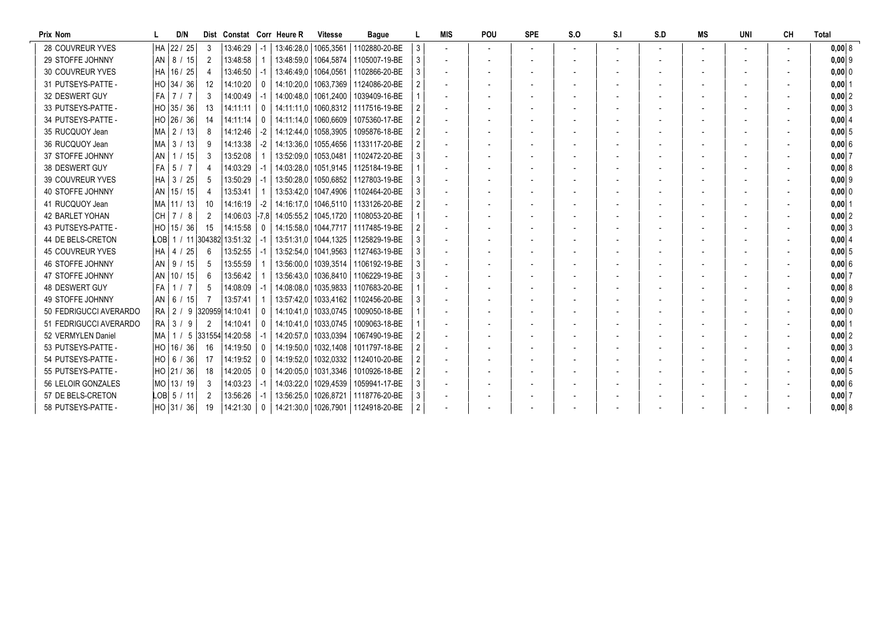| Prix | Nom | L | D/N | Dist | Constat | Corr | Heure R | Vitesse | Bague | L | MIS | POU | SPE | S.O | S.I | S.D | MS | UNI | CH | Total |
|---|---|---|---|---|---|---|---|---|---|---|---|---|---|---|---|---|---|---|---|---|
| 28 | COUVREUR YVES | HA | 22 / 25 | 3 | 13:46:29 | -1 | 13:46:28,0 | 1065,3561 | 1102880-20-BE | 3 | - | - | - | - | - | - | - | - | - | 0,00 8 |
| 29 | STOFFE JOHNNY | AN | 8 / 15 | 2 | 13:48:58 | 1 | 13:48:59,0 | 1064,5874 | 1105007-19-BE | 3 | - | - | - | - | - | - | - | - | - | 0,00 9 |
| 30 | COUVREUR YVES | HA | 16 / 25 | 4 | 13:46:50 | -1 | 13:46:49,0 | 1064,0561 | 1102866-20-BE | 3 | - | - | - | - | - | - | - | - | - | 0,00 0 |
| 31 | PUTSEYS-PATTE - | HO | 34 / 36 | 12 | 14:10:20 | 0 | 14:10:20,0 | 1063,7369 | 1124086-20-BE | 2 | - | - | - | - | - | - | - | - | - | 0,00 1 |
| 32 | DESWERT GUY | FA | 7 / 7 | 3 | 14:00:49 | -1 | 14:00:48,0 | 1061,2400 | 1039409-16-BE | 1 | - | - | - | - | - | - | - | - | - | 0,00 2 |
| 33 | PUTSEYS-PATTE - | HO | 35 / 36 | 13 | 14:11:11 | 0 | 14:11:11,0 | 1060,8312 | 1117516-19-BE | 2 | - | - | - | - | - | - | - | - | - | 0,00 3 |
| 34 | PUTSEYS-PATTE - | HO | 26 / 36 | 14 | 14:11:14 | 0 | 14:11:14,0 | 1060,6609 | 1075360-17-BE | 2 | - | - | - | - | - | - | - | - | - | 0,00 4 |
| 35 | RUCQUOY Jean | MA | 2 / 13 | 8 | 14:12:46 | -2 | 14:12:44,0 | 1058,3905 | 1095876-18-BE | 2 | - | - | - | - | - | - | - | - | - | 0,00 5 |
| 36 | RUCQUOY Jean | MA | 3 / 13 | 9 | 14:13:38 | -2 | 14:13:36,0 | 1055,4656 | 1133117-20-BE | 2 | - | - | - | - | - | - | - | - | - | 0,00 6 |
| 37 | STOFFE JOHNNY | AN | 1 / 15 | 3 | 13:52:08 | 1 | 13:52:09,0 | 1053,0481 | 1102472-20-BE | 3 | - | - | - | - | - | - | - | - | - | 0,00 7 |
| 38 | DESWERT GUY | FA | 5 / 7 | 4 | 14:03:29 | -1 | 14:03:28,0 | 1051,9145 | 1125184-19-BE | 1 | - | - | - | - | - | - | - | - | - | 0,00 8 |
| 39 | COUVREUR YVES | HA | 3 / 25 | 5 | 13:50:29 | -1 | 13:50:28,0 | 1050,6852 | 1127803-19-BE | 3 | - | - | - | - | - | - | - | - | - | 0,00 9 |
| 40 | STOFFE JOHNNY | AN | 15 / 15 | 4 | 13:53:41 | 1 | 13:53:42,0 | 1047,4906 | 1102464-20-BE | 3 | - | - | - | - | - | - | - | - | - | 0,00 0 |
| 41 | RUCQUOY Jean | MA | 11 / 13 | 10 | 14:16:19 | -2 | 14:16:17,0 | 1046,5110 | 1133126-20-BE | 2 | - | - | - | - | - | - | - | - | - | 0,00 1 |
| 42 | BARLET YOHAN | CH | 7 / 8 | 2 | 14:06:03 | -7,8 | 14:05:55,2 | 1045,1720 | 1108053-20-BE | 1 | - | - | - | - | - | - | - | - | - | 0,00 2 |
| 43 | PUTSEYS-PATTE - | HO | 15 / 36 | 15 | 14:15:58 | 0 | 14:15:58,0 | 1044,7717 | 1117485-19-BE | 2 | - | - | - | - | - | - | - | - | - | 0,00 3 |
| 44 | DE BELS-CRETON | LOB | 1 / 11 | 304382 | 13:51:32 | -1 | 13:51:31,0 | 1044,1325 | 1125829-19-BE | 3 | - | - | - | - | - | - | - | - | - | 0,00 4 |
| 45 | COUVREUR YVES | HA | 4 / 25 | 6 | 13:52:55 | -1 | 13:52:54,0 | 1041,9563 | 1127463-19-BE | 3 | - | - | - | - | - | - | - | - | - | 0,00 5 |
| 46 | STOFFE JOHNNY | AN | 9 / 15 | 5 | 13:55:59 | 1 | 13:56:00,0 | 1039,3514 | 1106192-19-BE | 3 | - | - | - | - | - | - | - | - | - | 0,00 6 |
| 47 | STOFFE JOHNNY | AN | 10 / 15 | 6 | 13:56:42 | 1 | 13:56:43,0 | 1036,8410 | 1106229-19-BE | 3 | - | - | - | - | - | - | - | - | - | 0,00 7 |
| 48 | DESWERT GUY | FA | 1 / 7 | 5 | 14:08:09 | -1 | 14:08:08,0 | 1035,9833 | 1107683-20-BE | 1 | - | - | - | - | - | - | - | - | - | 0,00 8 |
| 49 | STOFFE JOHNNY | AN | 6 / 15 | 7 | 13:57:41 | 1 | 13:57:42,0 | 1033,4162 | 1102456-20-BE | 3 | - | - | - | - | - | - | - | - | - | 0,00 9 |
| 50 | FEDRIGUCCI AVERARDO | RA | 2 / 9 | 320959 | 14:10:41 | 0 | 14:10:41,0 | 1033,0745 | 1009050-18-BE | 1 | - | - | - | - | - | - | - | - | - | 0,00 0 |
| 51 | FEDRIGUCCI AVERARDO | RA | 3 / 9 | 2 | 14:10:41 | 0 | 14:10:41,0 | 1033,0745 | 1009063-18-BE | 1 | - | - | - | - | - | - | - | - | - | 0,00 1 |
| 52 | VERMYLEN Daniel | MA | 1 / 5 | 331554 | 14:20:58 | -1 | 14:20:57,0 | 1033,0394 | 1067490-19-BE | 2 | - | - | - | - | - | - | - | - | - | 0,00 2 |
| 53 | PUTSEYS-PATTE - | HO | 16 / 36 | 16 | 14:19:50 | 0 | 14:19:50,0 | 1032,1408 | 1011797-18-BE | 2 | - | - | - | - | - | - | - | - | - | 0,00 3 |
| 54 | PUTSEYS-PATTE - | HO | 6 / 36 | 17 | 14:19:52 | 0 | 14:19:52,0 | 1032,0332 | 1124010-20-BE | 2 | - | - | - | - | - | - | - | - | - | 0,00 4 |
| 55 | PUTSEYS-PATTE - | HO | 21 / 36 | 18 | 14:20:05 | 0 | 14:20:05,0 | 1031,3346 | 1010926-18-BE | 2 | - | - | - | - | - | - | - | - | - | 0,00 5 |
| 56 | LELOIR GONZALES | MO | 13 / 19 | 3 | 14:03:23 | -1 | 14:03:22,0 | 1029,4539 | 1059941-17-BE | 3 | - | - | - | - | - | - | - | - | - | 0,00 6 |
| 57 | DE BELS-CRETON | LOB | 5 / 11 | 2 | 13:56:26 | -1 | 13:56:25,0 | 1026,8721 | 1118776-20-BE | 3 | - | - | - | - | - | - | - | - | - | 0,00 7 |
| 58 | PUTSEYS-PATTE - | HO | 31 / 36 | 19 | 14:21:30 | 0 | 14:21:30,0 | 1026,7901 | 1124918-20-BE | 2 | - | - | - | - | - | - | - | - | - | 0,00 8 |